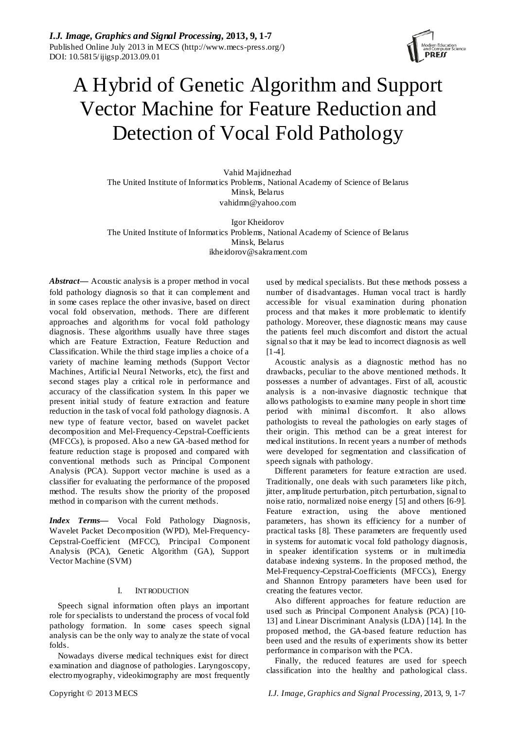# A Hybrid of Genetic Algorithm and Support Vector Machine for Feature Reduction and Detection of Vocal Fold Pathology

Vahid Majidnezhad
The United Institute of Informatics Problems, National Academy of Science of Belarus
Minsk, Belarus
vahidmn@yahoo.com

Igor Kheidorov
The United Institute of Informatics Problems, National Academy of Science of Belarus
Minsk, Belarus
ikheidorov@sakrament.com

***Abstract*****—** Acoustic analysis is a proper method in vocal fold pathology diagnosis so that it can complement and in some cases replace the other invasive, based on direct vocal fold observation, methods. There are different approaches and algorithms for vocal fold pathology diagnosis. These algorithms usually have three stages which are Feature Extraction, Feature Reduction and Classification. While the third stage implies a choice of a variety of machine learning methods (Support Vector Machines, Artificial Neural Networks, etc), the first and second stages play a critical role in performance and accuracy of the classification system. In this paper we present initial study of feature extraction and feature reduction in the task of vocal fold pathology diagnosis. A new type of feature vector, based on wavelet packet decomposition and Mel-Frequency-Cepstral-Coefficients (MFCCs), is proposed. Also a new GA-based method for feature reduction stage is proposed and compared with conventional methods such as Principal Component Analysis (PCA). Support vector machine is used as a classifier for evaluating the performance of the proposed method. The results show the priority of the proposed method in comparison with the current methods.

***Index Terms*****—** Vocal Fold Pathology Diagnosis, Wavelet Packet Decomposition (WPD), Mel-Frequency-Cepstral-Coefficient (MFCC), Principal Component Analysis (PCA), Genetic Algorithm (GA), Support Vector Machine (SVM)

## I. INTRODUCTION

Speech signal information often plays an important role for specialists to understand the process of vocal fold pathology formation. In some cases speech signal analysis can be the only way to analyze the state of vocal folds.

Nowadays diverse medical techniques exist for direct examination and diagnose of pathologies. Laryngoscopy, electromyography, videokimography are most frequently used by medical specialists. But these methods possess a number of disadvantages. Human vocal tract is hardly accessible for visual examination during phonation process and that makes it more problematic to identify pathology. Moreover, these diagnostic means may cause the patients feel much discomfort and distort the actual signal so that it may be lead to incorrect diagnosis as well [1-4].

Acoustic analysis as a diagnostic method has no drawbacks, peculiar to the above mentioned methods. It possesses a number of advantages. First of all, acoustic analysis is a non-invasive diagnostic technique that allows pathologists to examine many people in short time period with minimal discomfort. It also allows pathologists to reveal the pathologies on early stages of their origin. This method can be a great interest for medical institutions. In recent years a number of methods were developed for segmentation and classification of speech signals with pathology.

Different parameters for feature extraction are used. Traditionally, one deals with such parameters like pitch, jitter, amplitude perturbation, pitch perturbation, signal to noise ratio, normalized noise energy [5] and others [6-9]. Feature extraction, using the above mentioned parameters, has shown its efficiency for a number of practical tasks [8]. These parameters are frequently used in systems for automatic vocal fold pathology diagnosis, in speaker identification systems or in multimedia database indexing systems. In the proposed method, the Mel-Frequency-Cepstral-Coefficients (MFCCs), Energy and Shannon Entropy parameters have been used for creating the features vector.

Also different approaches for feature reduction are used such as Principal Component Analysis (PCA) [10-13] and Linear Discriminant Analysis (LDA) [14]. In the proposed method, the GA-based feature reduction has been used and the results of experiments show its better performance in comparison with the PCA.

Finally, the reduced features are used for speech classification into the healthy and pathological class.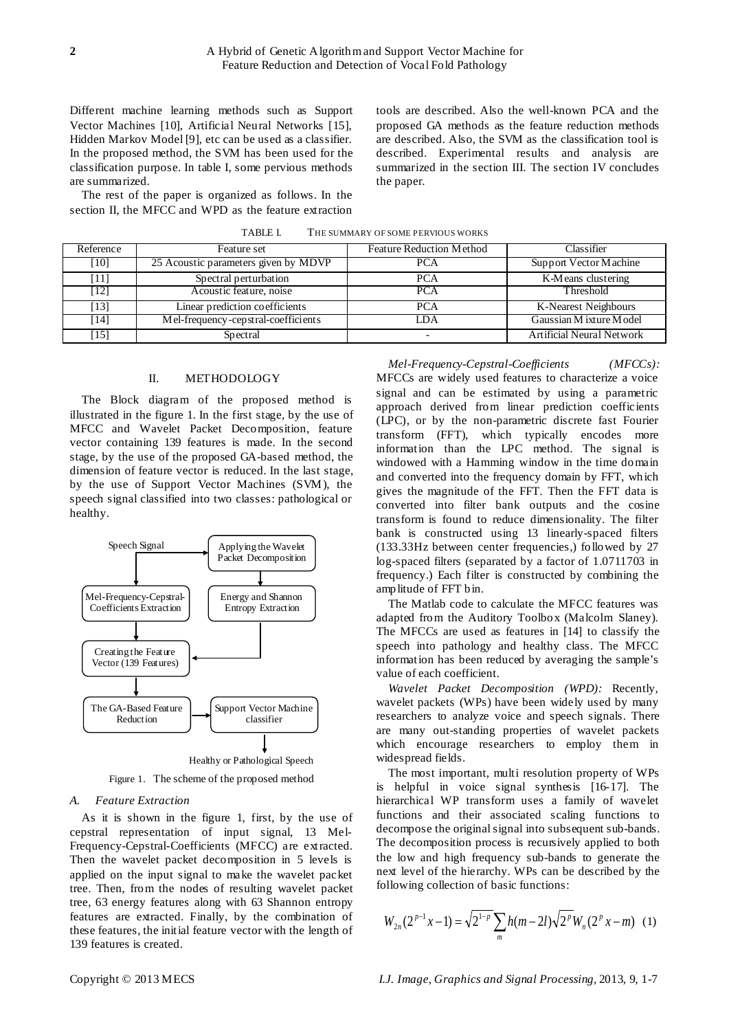Different machine learning methods such as Support Vector Machines [10], Artificial Neural Networks [15], Hidden Markov Model [9], etc can be used as a classifier. In the proposed method, the SVM has been used for the classification purpose. In table I, some pervious methods are summarized.

The rest of the paper is organized as follows. In the section II, the MFCC and WPD as the feature extraction tools are described. Also the well-known PCA and the proposed GA methods as the feature reduction methods are described. Also, the SVM as the classification tool is described. Experimental results and analysis are summarized in the section III. The section IV concludes the paper.

TABLE I. THE SUMMARY OF SOME PERVIOUS WORKS

| Reference | Feature set | Feature Reduction Method | Classifier |
|---|---|---|---|
| [10] | 25 Acoustic parameters given by MDVP | PCA | Support Vector Machine |
| [11] | Spectral perturbation | PCA | K-Means clustering |
| [12] | Acoustic feature, noise | PCA | Threshold |
| [13] | Linear prediction coefficients | PCA | K-Nearest Neighbours |
| [14] | Mel-frequency-cepstral-coefficients | LDA | Gaussian Mixture Model |
| [15] | Spectral | - | Artificial Neural Network |

## II. METHODOLOGY

The Block diagram of the proposed method is illustrated in the figure 1. In the first stage, by the use of MFCC and Wavelet Packet Decomposition, feature vector containing 139 features is made. In the second stage, by the use of the proposed GA-based method, the dimension of feature vector is reduced. In the last stage, by the use of Support Vector Machines (SVM), the speech signal classified into two classes: pathological or healthy.

Speech Signal → Applying the Wavelet Packet Decomposition → Energy and Shannon Entropy Extraction; Speech Signal → Mel-Frequency-Cepstral-Coefficients Extraction → Creating the Feature Vector (139 Features) → The GA-Based Feature Reduction → Support Vector Machine classifier → Healthy or Pathological Speech

Figure 1. The scheme of the proposed method

### A. Feature Extraction

As it is shown in the figure 1, first, by the use of cepstral representation of input signal, 13 Mel-Frequency-Cepstral-Coefficients (MFCC) are extracted. Then the wavelet packet decomposition in 5 levels is applied on the input signal to make the wavelet packet tree. Then, from the nodes of resulting wavelet packet tree, 63 energy features along with 63 Shannon entropy features are extracted. Finally, by the combination of these features, the initial feature vector with the length of 139 features is created.

*Mel-Frequency-Cepstral-Coefficients (MFCCs):* MFCCs are widely used features to characterize a voice signal and can be estimated by using a parametric approach derived from linear prediction coefficients (LPC), or by the non-parametric discrete fast Fourier transform (FFT), which typically encodes more information than the LPC method. The signal is windowed with a Hamming window in the time domain and converted into the frequency domain by FFT, which gives the magnitude of the FFT. Then the FFT data is converted into filter bank outputs and the cosine transform is found to reduce dimensionality. The filter bank is constructed using 13 linearly-spaced filters (133.33Hz between center frequencies,) followed by 27 log-spaced filters (separated by a factor of 1.0711703 in frequency.) Each filter is constructed by combining the amplitude of FFT bin.

The Matlab code to calculate the MFCC features was adapted from the Auditory Toolbox (Malcolm Slaney). The MFCCs are used as features in [14] to classify the speech into pathology and healthy class. The MFCC information has been reduced by averaging the sample's value of each coefficient.

*Wavelet Packet Decomposition (WPD):* Recently, wavelet packets (WPs) have been widely used by many researchers to analyze voice and speech signals. There are many out-standing properties of wavelet packets which encourage researchers to employ them in widespread fields.

The most important, multi resolution property of WPs is helpful in voice signal synthesis [16-17]. The hierarchical WP transform uses a family of wavelet functions and their associated scaling functions to decompose the original signal into subsequent sub-bands. The decomposition process is recursively applied to both the low and high frequency sub-bands to generate the next level of the hierarchy. WPs can be described by the following collection of basic functions:

$$W_{2n}(2^{p-1}x-1) = \sqrt{2^{1-p}}\sum_{m} h(m-2l)\sqrt{2^{p}}W_{n}(2^{p}x-m) \quad (1)$$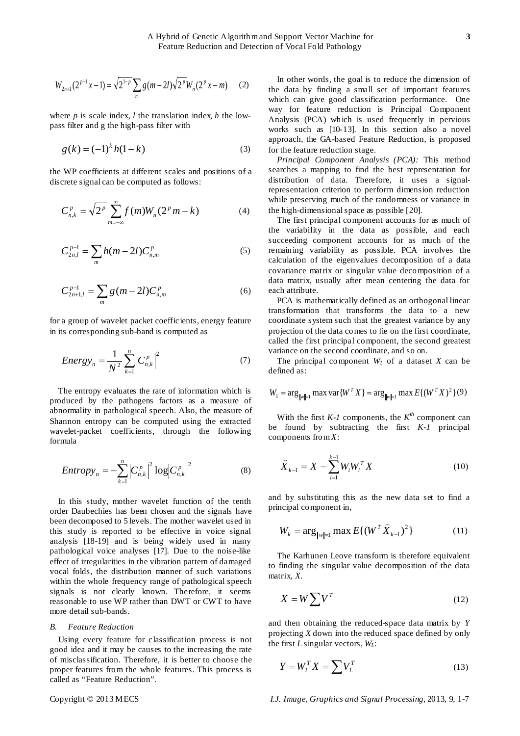$$W_{2n+1}(2^{p-1}x-1) = \sqrt{2^{1-p}}\sum_m g(m-2l)\sqrt{2^p}W_n(2^p x - m) \quad (2)$$

where $p$ is scale index, $l$ the translation index, $h$ the low-pass filter and g the high-pass filter with

$$g(k) = (-1)^k h(1-k) \quad (3)$$

the WP coefficients at different scales and positions of a discrete signal can be computed as follows:

$$C_{n,k}^p = \sqrt{2^p}\sum_{m=-\infty}^{\infty} f(m)W_n(2^p m - k) \quad (4)$$

$$C_{2n,l}^{p-1} = \sum_m h(m-2l)C_{n,m}^p \quad (5)$$

$$C_{2n+1,l}^{p-1} = \sum_m g(m-2l)C_{n,m}^p \quad (6)$$

for a group of wavelet packet coefficients, energy feature in its corresponding sub-band is computed as

$$Energy_n = \frac{1}{N^2}\sum_{k=1}^{n}\left|C_{n,k}^p\right|^2 \quad (7)$$

The entropy evaluates the rate of information which is produced by the pathogens factors as a measure of abnormality in pathological speech. Also, the measure of Shannon entropy can be computed using the extracted wavelet-packet coefficients, through the following formula

$$Entropy_n = -\sum_{k=1}^{n}\left|C_{n,k}^p\right|^2 \log\left|C_{n,k}^p\right|^2 \quad (8)$$

In this study, mother wavelet function of the tenth order Daubechies has been chosen and the signals have been decomposed to 5 levels. The mother wavelet used in this study is reported to be effective in voice signal analysis [18-19] and is being widely used in many pathological voice analyses [17]. Due to the noise-like effect of irregularities in the vibration pattern of damaged vocal folds, the distribution manner of such variations within the whole frequency range of pathological speech signals is not clearly known. Therefore, it seems reasonable to use WP rather than DWT or CWT to have more detail sub-bands.

### B. Feature Reduction

Using every feature for classification process is not good idea and it may be causes to the increasing the rate of misclassification. Therefore, it is better to choose the proper features from the whole features. This process is called as "Feature Reduction".

In other words, the goal is to reduce the dimension of the data by finding a small set of important features which can give good classification performance. One way for feature reduction is Principal Component Analysis (PCA) which is used frequently in pervious works such as [10-13]. In this section also a novel approach, the GA-based Feature Reduction, is proposed for the feature reduction stage.

*Principal Component Analysis (PCA):* This method searches a mapping to find the best representation for distribution of data. Therefore, it uses a signal-representation criterion to perform dimension reduction while preserving much of the randomness or variance in the high-dimensional space as possible [20].

The first principal component accounts for as much of the variability in the data as possible, and each succeeding component accounts for as much of the remaining variability as possible. PCA involves the calculation of the eigenvalues decomposition of a data covariance matrix or singular value decomposition of a data matrix, usually after mean centering the data for each attribute.

PCA is mathematically defined as an orthogonal linear transformation that transforms the data to a new coordinate system such that the greatest variance by any projection of the data comes to lie on the first coordinate, called the first principal component, the second greatest variance on the second coordinate, and so on.

The principal component $W_1$ of a dataset $X$ can be defined as:

$$W_1 = \arg_{\|w\|=1}\max \text{var}\{W^T X\} = \arg_{\|w\|=1}\max E\{(W^T X)^2\} \quad (9)$$

With the first $K\text{-}1$ components, the $K^{th}$ component can be found by subtracting the first $K\text{-}1$ principal components from $X$:

$$\hat{X}_{k-1} = X - \sum_{i=1}^{k-1} W_i W_i^T X \quad (10)$$

and by substituting this as the new data set to find a principal component in,

$$W_k = \arg_{\|w\|=1}\max E\{(W^T \hat{X}_{k-1})^2\} \quad (11)$$

The Karhunen Leove transform is therefore equivalent to finding the singular value decomposition of the data matrix, $X$.

$$X = W\sum V^T \quad (12)$$

and then obtaining the reduced-space data matrix by $Y$ projecting $X$ down into the reduced space defined by only the first $L$ singular vectors, $W_L$:

$$Y = W_L^T X = \sum V_L^T \quad (13)$$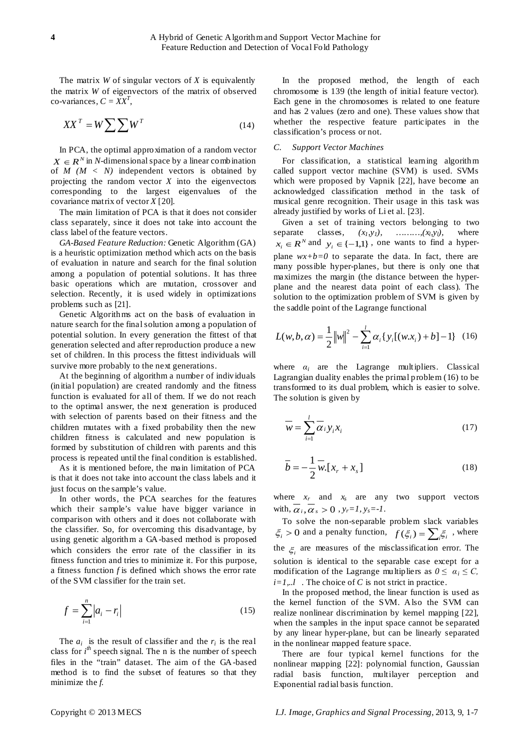The matrix $W$ of singular vectors of $X$ is equivalently the matrix $W$ of eigenvectors of the matrix of observed co-variances, $C = XX^T$,

$$XX^T = W \sum \sum W^T \tag{14}$$

In PCA, the optimal approximation of a random vector $X \in R^N$ in $N$-dimensional space by a linear combination of $M$ $(M < N)$ independent vectors is obtained by projecting the random vector $X$ into the eigenvectors corresponding to the largest eigenvalues of the covariance matrix of vector $X$ [20].

The main limitation of PCA is that it does not consider class separately, since it does not take into account the class label of the feature vectors.

*GA-Based Feature Reduction:* Genetic Algorithm (GA) is a heuristic optimization method which acts on the basis of evaluation in nature and search for the final solution among a population of potential solutions. It has three basic operations which are mutation, crossover and selection. Recently, it is used widely in optimizations problems such as [21].

Genetic Algorithms act on the basis of evaluation in nature search for the final solution among a population of potential solution. In every generation the fittest of that generation selected and after reproduction produce a new set of children. In this process the fittest individuals will survive more probably to the next generations.

At the beginning of algorithm a number of individuals (initial population) are created randomly and the fitness function is evaluated for all of them. If we do not reach to the optimal answer, the next generation is produced with selection of parents based on their fitness and the children mutates with a fixed probability then the new children fitness is calculated and new population is formed by substitution of children with parents and this process is repeated until the final condition is established.

As it is mentioned before, the main limitation of PCA is that it does not take into account the class labels and it just focus on the sample's value.

In other words, the PCA searches for the features which their sample's value have bigger variance in comparison with others and it does not collaborate with the classifier. So, for overcoming this disadvantage, by using genetic algorithm a GA-based method is proposed which considers the error rate of the classifier in its fitness function and tries to minimize it. For this purpose, a fitness function $f$ is defined which shows the error rate of the SVM classifier for the train set.

$$f = \sum_{i=1}^{n} |a_i - r_i| \tag{15}$$

The $a_i$ is the result of classifier and the $r_i$ is the real class for $i^{th}$ speech signal. The n is the number of speech files in the "train" dataset. The aim of the GA-based method is to find the subset of features so that they minimize the $f$.

In the proposed method, the length of each chromosome is 139 (the length of initial feature vector). Each gene in the chromosomes is related to one feature and has 2 values (zero and one). These values show that whether the respective feature participates in the classification's process or not.

### *C. Support Vector Machines*

For classification, a statistical learning algorithm called support vector machine (SVM) is used. SVMs which were proposed by Vapnik [22], have become an acknowledged classification method in the task of musical genre recognition. Their usage in this task was already justified by works of Li et al. [23].

Given a set of training vectors belonging to two separate classes, $(x_1,y_1)$, ………,$(x_l,y_l)$, where $x_i \in R^N$ and $y_i \in \{-1,1\}$, one wants to find a hyper-plane $wx+b=0$ to separate the data. In fact, there are many possible hyper-planes, but there is only one that maximizes the margin (the distance between the hyper-plane and the nearest data point of each class). The solution to the optimization problem of SVM is given by the saddle point of the Lagrange functional

$$L(w,b,\alpha) = \frac{1}{2}\|w\|^2 - \sum_{i=1}^{l} \alpha_i \{y_i[(w.x_i) + b] - 1\} \tag{16}$$

where $\alpha_i$ are the Lagrange multipliers. Classical Lagrangian duality enables the primal problem (16) to be transformed to its dual problem, which is easier to solve. The solution is given by

$$\overline{w} = \sum_{i=1}^{l} \overline{\alpha}_i y_i x_i \tag{17}$$

$$\overline{b} = -\frac{1}{2}\overline{w}.[x_r + x_s] \tag{18}$$

where $x_r$ and $x_s$ are any two support vectors with, $\overline{\alpha}_i, \overline{\alpha}_s > 0$ , $y_r=1, y_s=-1$.

To solve the non-separable problem slack variables $\xi_i > 0$ and a penalty function, $f(\xi_i) = \sum_i \xi_i$ , where the $\xi_i$ are measures of the misclassification error. The solution is identical to the separable case except for a modification of the Lagrange multipliers as $0 \leq \alpha_i \leq C$, $i=1,..l$ . The choice of $C$ is not strict in practice.

In the proposed method, the linear function is used as the kernel function of the SVM. Also the SVM can realize nonlinear discrimination by kernel mapping [22], when the samples in the input space cannot be separated by any linear hyper-plane, but can be linearly separated in the nonlinear mapped feature space.

There are four typical kernel functions for the nonlinear mapping [22]: polynomial function, Gaussian radial basis function, multilayer perception and Exponential radial basis function.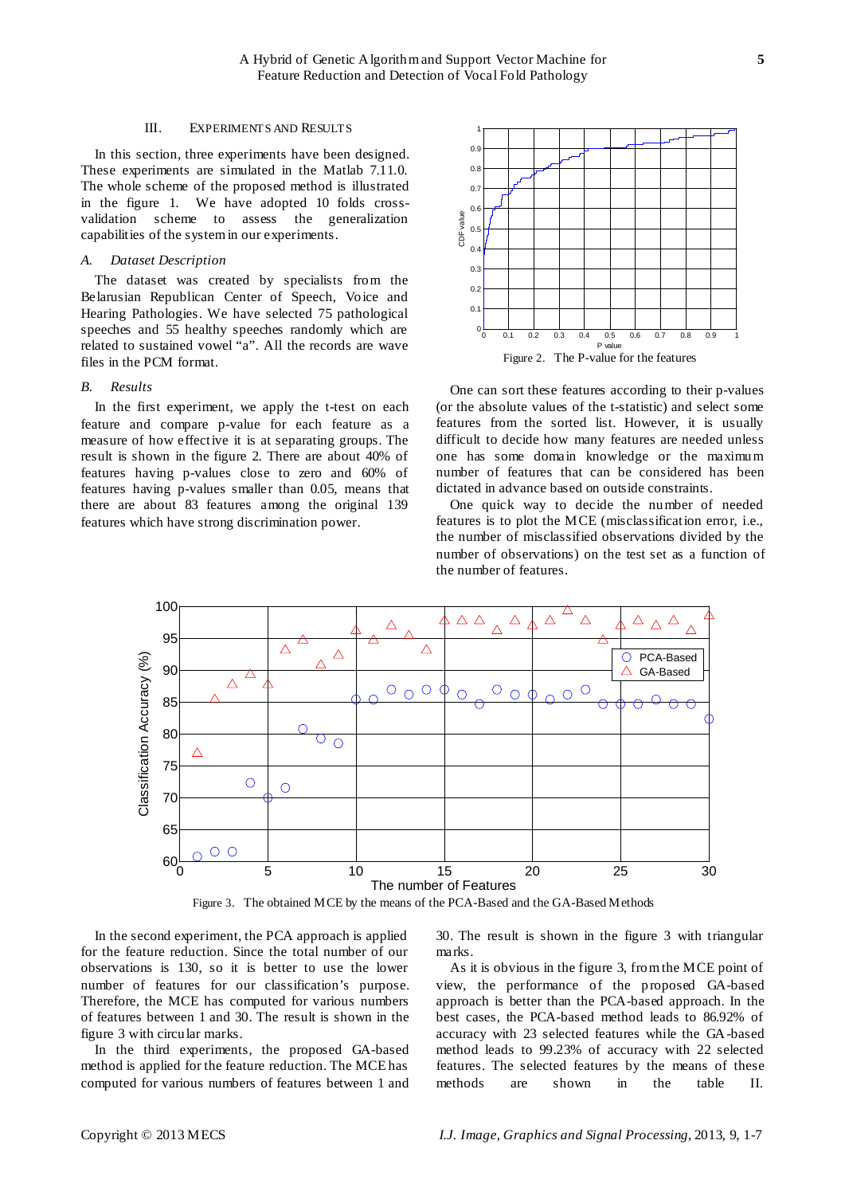## III. Experiments and Results

In this section, three experiments have been designed. These experiments are simulated in the Matlab 7.11.0. The whole scheme of the proposed method is illustrated in the figure 1. We have adopted 10 folds cross-validation scheme to assess the generalization capabilities of the system in our experiments.

### *A. Dataset Description*

The dataset was created by specialists from the Belarusian Republican Center of Speech, Voice and Hearing Pathologies. We have selected 75 pathological speeches and 55 healthy speeches randomly which are related to sustained vowel "a". All the records are wave files in the PCM format.

### *B. Results*

In the first experiment, we apply the t-test on each feature and compare p-value for each feature as a measure of how effective it is at separating groups. The result is shown in the figure 2. There are about 40% of features having p-values close to zero and 60% of features having p-values smaller than 0.05, means that there are about 83 features among the original 139 features which have strong discrimination power.

Figure 2. The P-value for the features

One can sort these features according to their p-values (or the absolute values of the t-statistic) and select some features from the sorted list. However, it is usually difficult to decide how many features are needed unless one has some domain knowledge or the maximum number of features that can be considered has been dictated in advance based on outside constraints.

One quick way to decide the number of needed features is to plot the MCE (misclassification error, i.e., the number of misclassified observations divided by the number of observations) on the test set as a function of the number of features.

Figure 3. The obtained MCE by the means of the PCA-Based and the GA-Based Methods

In the second experiment, the PCA approach is applied for the feature reduction. Since the total number of our observations is 130, so it is better to use the lower number of features for our classification's purpose. Therefore, the MCE has computed for various numbers of features between 1 and 30. The result is shown in the figure 3 with circular marks.

In the third experiments, the proposed GA-based method is applied for the feature reduction. The MCE has computed for various numbers of features between 1 and 30. The result is shown in the figure 3 with triangular marks.

As it is obvious in the figure 3, from the MCE point of view, the performance of the proposed GA-based approach is better than the PCA-based approach. In the best cases, the PCA-based method leads to 86.92% of accuracy with 23 selected features while the GA-based method leads to 99.23% of accuracy with 22 selected features. The selected features by the means of these methods are shown in the table II.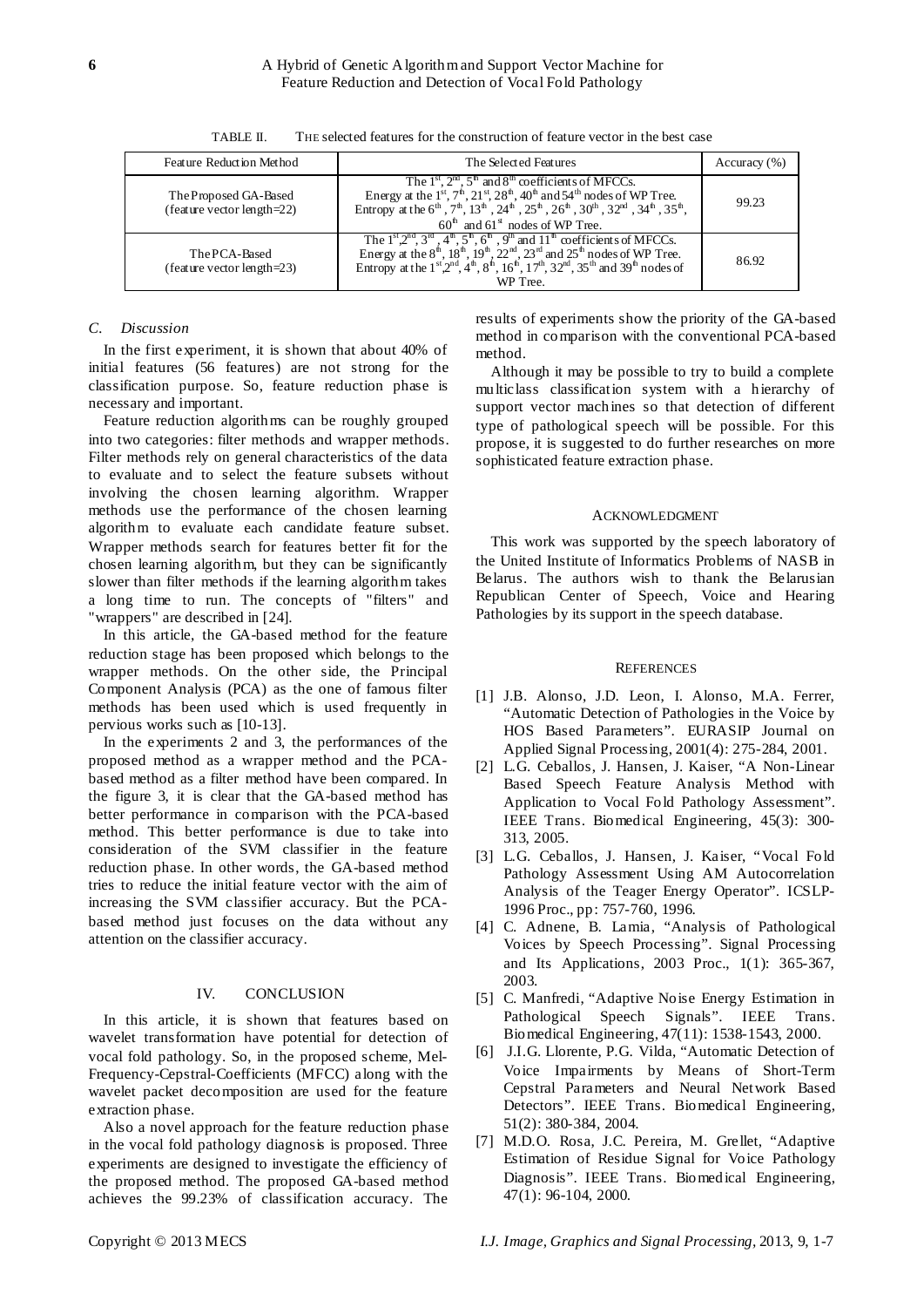TABLE II. THE selected features for the construction of feature vector in the best case

| Feature Reduction Method | The Selected Features | Accuracy (%) |
|---|---|---|
| The Proposed GA-Based (feature vector length=22) | The 1st, 2nd, 5th and 8th coefficients of MFCCs. Energy at the 1st, 7th, 21st, 28th, 40th and 54th nodes of WP Tree. Entropy at the 6th, 7th, 13th, 24th, 25th, 26th, 30th, 32nd, 34th, 35th, 60th and 61st nodes of WP Tree. | 99.23 |
| The PCA-Based (feature vector length=23) | The 1st, 2nd, 3rd, 4th, 5th, 6th, 9th and 11th coefficients of MFCCs. Energy at the 8th, 18th, 19th, 22nd, 23rd and 25th nodes of WP Tree. Entropy at the 1st, 2nd, 4th, 8th, 16th, 17th, 32nd, 35th and 39th nodes of WP Tree. | 86.92 |

### *C. Discussion*

In the first experiment, it is shown that about 40% of initial features (56 features) are not strong for the classification purpose. So, feature reduction phase is necessary and important.

Feature reduction algorithms can be roughly grouped into two categories: filter methods and wrapper methods. Filter methods rely on general characteristics of the data to evaluate and to select the feature subsets without involving the chosen learning algorithm. Wrapper methods use the performance of the chosen learning algorithm to evaluate each candidate feature subset. Wrapper methods search for features better fit for the chosen learning algorithm, but they can be significantly slower than filter methods if the learning algorithm takes a long time to run. The concepts of "filters" and "wrappers" are described in [24].

In this article, the GA-based method for the feature reduction stage has been proposed which belongs to the wrapper methods. On the other side, the Principal Component Analysis (PCA) as the one of famous filter methods has been used which is used frequently in pervious works such as [10-13].

In the experiments 2 and 3, the performances of the proposed method as a wrapper method and the PCA-based method as a filter method have been compared. In the figure 3, it is clear that the GA-based method has better performance in comparison with the PCA-based method. This better performance is due to take into consideration of the SVM classifier in the feature reduction phase. In other words, the GA-based method tries to reduce the initial feature vector with the aim of increasing the SVM classifier accuracy. But the PCA-based method just focuses on the data without any attention on the classifier accuracy.

## IV. CONCLUSION

In this article, it is shown that features based on wavelet transformation have potential for detection of vocal fold pathology. So, in the proposed scheme, Mel-Frequency-Cepstral-Coefficients (MFCC) along with the wavelet packet decomposition are used for the feature extraction phase.

Also a novel approach for the feature reduction phase in the vocal fold pathology diagnosis is proposed. Three experiments are designed to investigate the efficiency of the proposed method. The proposed GA-based method achieves the 99.23% of classification accuracy. The results of experiments show the priority of the GA-based method in comparison with the conventional PCA-based method.

Although it may be possible to try to build a complete multiclass classification system with a hierarchy of support vector machines so that detection of different type of pathological speech will be possible. For this propose, it is suggested to do further researches on more sophisticated feature extraction phase.

## ACKNOWLEDGMENT

This work was supported by the speech laboratory of the United Institute of Informatics Problems of NASB in Belarus. The authors wish to thank the Belarusian Republican Center of Speech, Voice and Hearing Pathologies by its support in the speech database.

## REFERENCES

[1] J.B. Alonso, J.D. Leon, I. Alonso, M.A. Ferrer, "Automatic Detection of Pathologies in the Voice by HOS Based Parameters". EURASIP Journal on Applied Signal Processing, 2001(4): 275-284, 2001.

[2] L.G. Ceballos, J. Hansen, J. Kaiser, "A Non-Linear Based Speech Feature Analysis Method with Application to Vocal Fold Pathology Assessment". IEEE Trans. Biomedical Engineering, 45(3): 300-313, 2005.

[3] L.G. Ceballos, J. Hansen, J. Kaiser, "Vocal Fold Pathology Assessment Using AM Autocorrelation Analysis of the Teager Energy Operator". ICSLP-1996 Proc., pp: 757-760, 1996.

[4] C. Adnene, B. Lamia, "Analysis of Pathological Voices by Speech Processing". Signal Processing and Its Applications, 2003 Proc., 1(1): 365-367, 2003.

[5] C. Manfredi, "Adaptive Noise Energy Estimation in Pathological Speech Signals". IEEE Trans. Biomedical Engineering, 47(11): 1538-1543, 2000.

[6] J.I.G. Llorente, P.G. Vilda, "Automatic Detection of Voice Impairments by Means of Short-Term Cepstral Parameters and Neural Network Based Detectors". IEEE Trans. Biomedical Engineering, 51(2): 380-384, 2004.

[7] M.D.O. Rosa, J.C. Pereira, M. Grellet, "Adaptive Estimation of Residue Signal for Voice Pathology Diagnosis". IEEE Trans. Biomedical Engineering, 47(1): 96-104, 2000.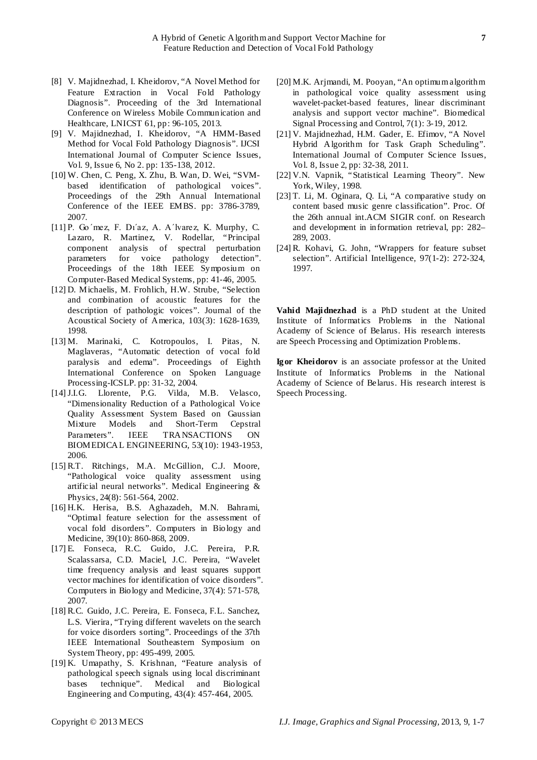[8] V. Majidnezhad, I. Kheidorov, "A Novel Method for Feature Extraction in Vocal Fold Pathology Diagnosis". Proceeding of the 3rd International Conference on Wireless Mobile Communication and Healthcare, LNICST 61, pp: 96-105, 2013.

[9] V. Majidnezhad, I. Kheidorov, "A HMM-Based Method for Vocal Fold Pathology Diagnosis". IJCSI International Journal of Computer Science Issues, Vol. 9, Issue 6, No 2. pp: 135-138, 2012.

[10] W. Chen, C. Peng, X. Zhu, B. Wan, D. Wei, "SVM-based identification of pathological voices". Proceedings of the 29th Annual International Conference of the IEEE EMBS. pp: 3786-3789, 2007.

[11] P. Go´mez, F. Dı´az, A. A´lvarez, K. Murphy, C. Lazaro, R. Martinez, V. Rodellar, "Principal component analysis of spectral perturbation parameters for voice pathology detection". Proceedings of the 18th IEEE Symposium on Computer-Based Medical Systems, pp: 41-46, 2005.

[12] D. Michaelis, M. Frohlich, H.W. Strube, "Selection and combination of acoustic features for the description of pathologic voices". Journal of the Acoustical Society of America, 103(3): 1628-1639, 1998.

[13] M. Marinaki, C. Kotropoulos, I. Pitas, N. Maglaveras, "Automatic detection of vocal fold paralysis and edema". Proceedings of Eighth International Conference on Spoken Language Processing-ICSLP. pp: 31-32, 2004.

[14] J.I.G. Llorente, P.G. Vilda, M.B. Velasco, "Dimensionality Reduction of a Pathological Voice Quality Assessment System Based on Gaussian Mixture Models and Short-Term Cepstral Parameters". IEEE TRANSACTIONS ON BIOMEDICAL ENGINEERING, 53(10): 1943-1953, 2006.

[15] R.T. Ritchings, M.A. McGillion, C.J. Moore, "Pathological voice quality assessment using artificial neural networks". Medical Engineering & Physics, 24(8): 561-564, 2002.

[16] H.K. Herisa, B.S. Aghazadeh, M.N. Bahrami, "Optimal feature selection for the assessment of vocal fold disorders". Computers in Biology and Medicine, 39(10): 860-868, 2009.

[17] E. Fonseca, R.C. Guido, J.C. Pereira, P.R. Scalassarsa, C.D. Maciel, J.C. Pereira, "Wavelet time frequency analysis and least squares support vector machines for identification of voice disorders". Computers in Biology and Medicine, 37(4): 571-578, 2007.

[18] R.C. Guido, J.C. Pereira, E. Fonseca, F.L. Sanchez, L.S. Vierira, "Trying different wavelets on the search for voice disorders sorting". Proceedings of the 37th IEEE International Southeastern Symposium on System Theory, pp: 495-499, 2005.

[19] K. Umapathy, S. Krishnan, "Feature analysis of pathological speech signals using local discriminant bases technique". Medical and Biological Engineering and Computing, 43(4): 457-464, 2005.

[20] M.K. Arjmandi, M. Pooyan, "An optimum algorithm in pathological voice quality assessment using wavelet-packet-based features, linear discriminant analysis and support vector machine". Biomedical Signal Processing and Control, 7(1): 3-19, 2012.

[21] V. Majidnezhad, H.M. Gader, E. Efimov, "A Novel Hybrid Algorithm for Task Graph Scheduling". International Journal of Computer Science Issues, Vol. 8, Issue 2, pp: 32-38, 2011.

[22] V.N. Vapnik, "Statistical Learning Theory". New York, Wiley, 1998.

[23] T. Li, M. Oginara, Q. Li, "A comparative study on content based music genre classification". Proc. Of the 26th annual int.ACM SIGIR conf. on Research and development in information retrieval, pp: 282–289, 2003.

[24] R. Kohavi, G. John, "Wrappers for feature subset selection". Artificial Intelligence, 97(1-2): 272-324, 1997.

**Vahid Majidnezhad** is a PhD student at the United Institute of Informatics Problems in the National Academy of Science of Belarus. His research interests are Speech Processing and Optimization Problems.

**Igor Kheidorov** is an associate professor at the United Institute of Informatics Problems in the National Academy of Science of Belarus. His research interest is Speech Processing.